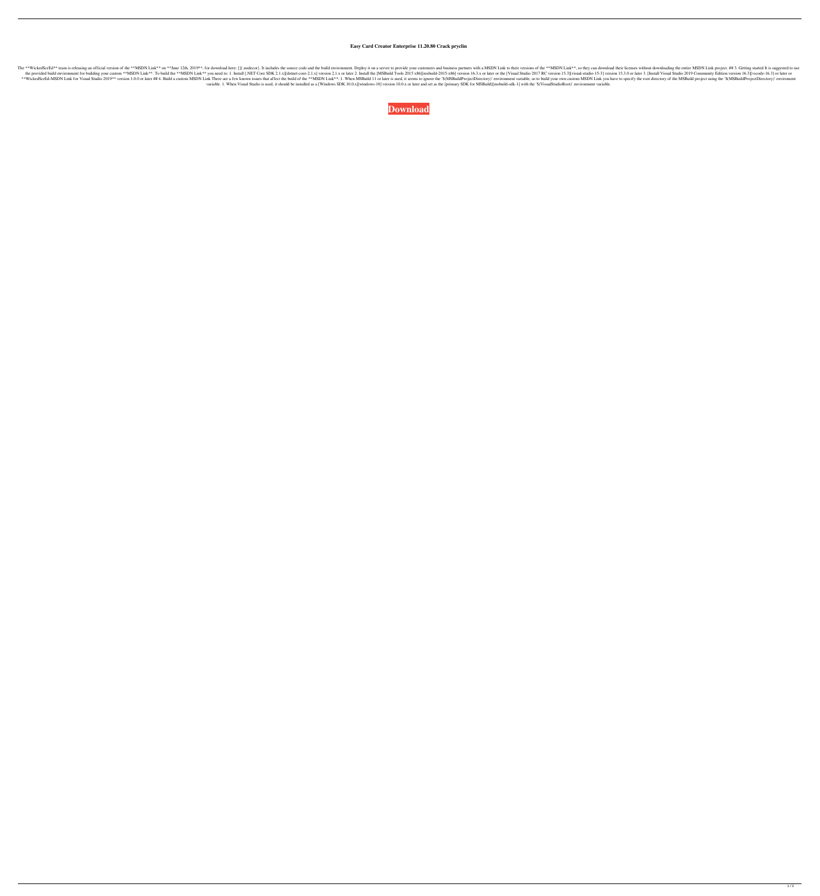# Easy Card Creator Enterprise 11.20.80 Crack pryclin

The **WickedScrEd** team is releasing an official version of the **MSDN Link** on **June 12th, 2019**, for download here: [](.nodecor). It includes the source code and the build environment. Deploy it on a server to provide your customers and business partners with a MSDN Link to their versions of the **MSDN Link**, so they can download their licenses without downloading the entire MSDN Link project. ## 3. Getting started It is suggested to use the provided build environment for building your custom **MSDN Link**. To build the **MSDN Link** you need to: 1. Install [.NET Core SDK 2.1.x][dotnet-core-2.1.x] version 2.1.x or later 2. Install the [MSBuild Tools 2015 x86][msbuild-2015-x86] version 16.3.x or later or the [Visual Studio 2017 RC version 15.3][visual-studio-15-3] version 15.3.0 or later 3. [Install Visual Studio 2019 Community Edition version 16.3][vscode-16.3] or later or **WickedScrEd-MSDN Link for Visual Studio 2019** version 1.0.0 or later ## 4. Build a custom MSDN Link There are a few known issues that affect the build of the **MSDN Link**: 1. When MSBuild 11 or later is used, it seems to ignore the `$(MSBuildProjectDirectory)` environment variable, so to build your own custom MSDN Link you have to specify the root directory of the MSBuild project using the `$(MSBuildProjectDirectory)` environment variable. 1. When Visual Studio is used, it should be installed as a [Windows SDK 10.0.x][windows-10] version 10.0.x or later and set as the [primary SDK for MSBuild][msbuild-sdk-1] with the `$(VisualStudioRoot)` environment variable.

**Download**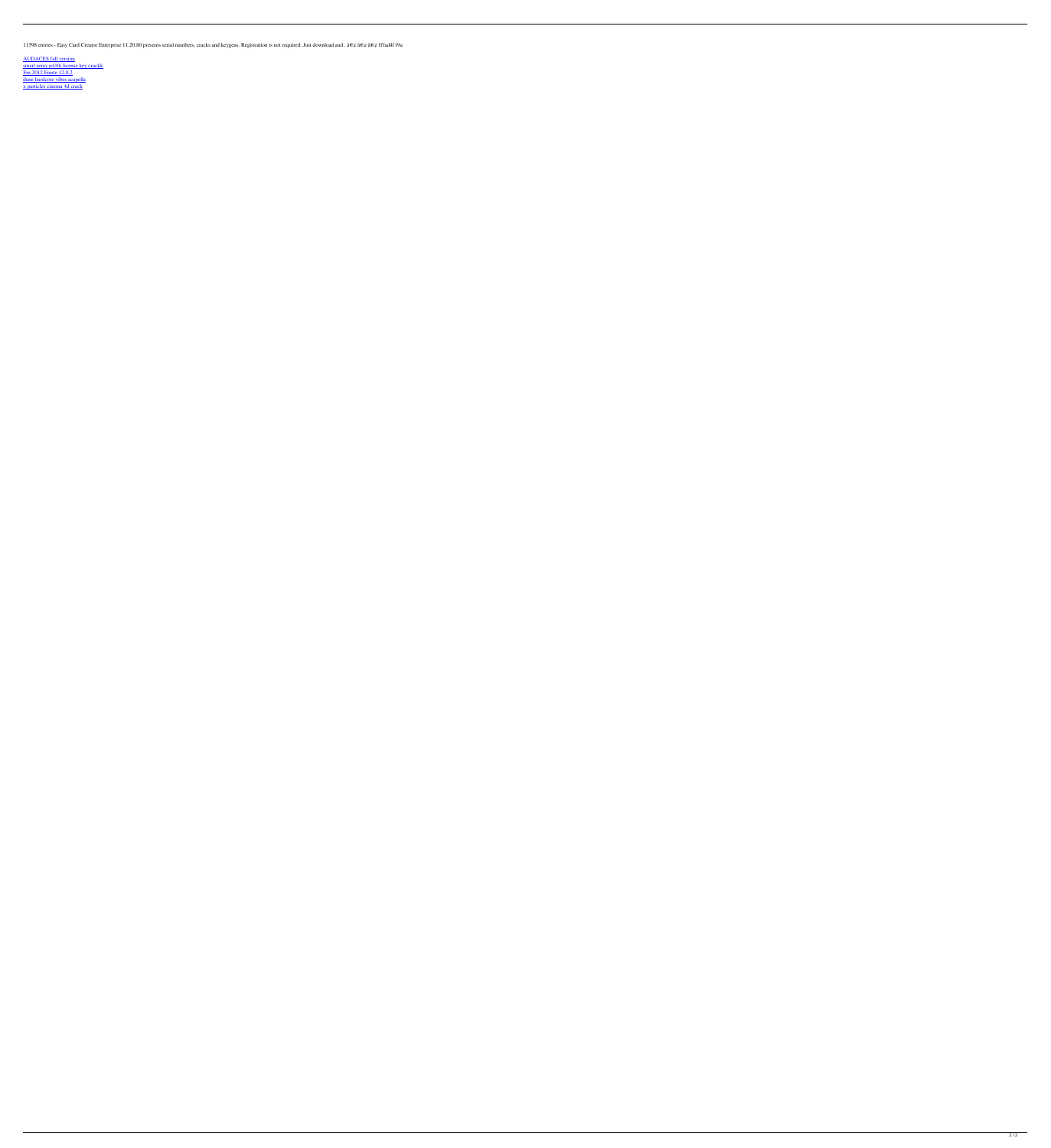11598 entries - Easy Card Creator Enterprise 11.20.80 presents serial numbers, cracks and keygens. Registration is not required. Just download and . â€¢ â€¢ â€¢ f7fad4f19a

AUDACES full version
smart array p410i license key crackk
Fm 2012 Fmrte 12.0.2
dune hardcore vibes acapella
x particles cinema 4d crack